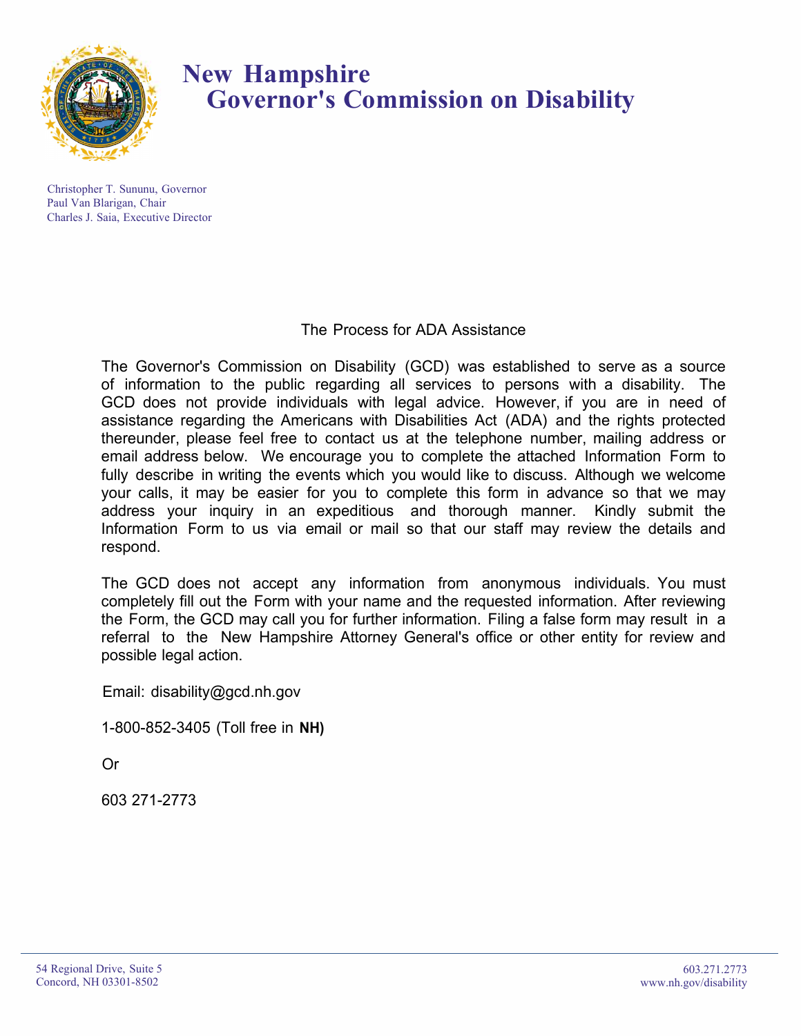# New Hampshire
## Governor's Commission on Disability

Christopher T. Sununu, Governor
Paul Van Blarigan, Chair
Charles J. Saia, Executive Director

### The Process for ADA Assistance

The Governor's Commission on Disability (GCD) was established to serve as a source of information to the public regarding all services to persons with a disability. The GCD does not provide individuals with legal advice. However, if you are in need of assistance regarding the Americans with Disabilities Act (ADA) and the rights protected thereunder, please feel free to contact us at the telephone number, mailing address or email address below. We encourage you to complete the attached Information Form to fully describe in writing the events which you would like to discuss. Although we welcome your calls, it may be easier for you to complete this form in advance so that we may address your inquiry in an expeditious and thorough manner. Kindly submit the Information Form to us via email or mail so that our staff may review the details and respond.

The GCD does not accept any information from anonymous individuals. You must completely fill out the Form with your name and the requested information. After reviewing the Form, the GCD may call you for further information. Filing a false form may result in a referral to the New Hampshire Attorney General's office or other entity for review and possible legal action.

Email: disability@gcd.nh.gov

1-800-852-3405 (Toll free in **NH)**

Or

603 271-2773

54 Regional Drive, Suite 5
Concord, NH 03301-8502

603.271.2773
www.nh.gov/disability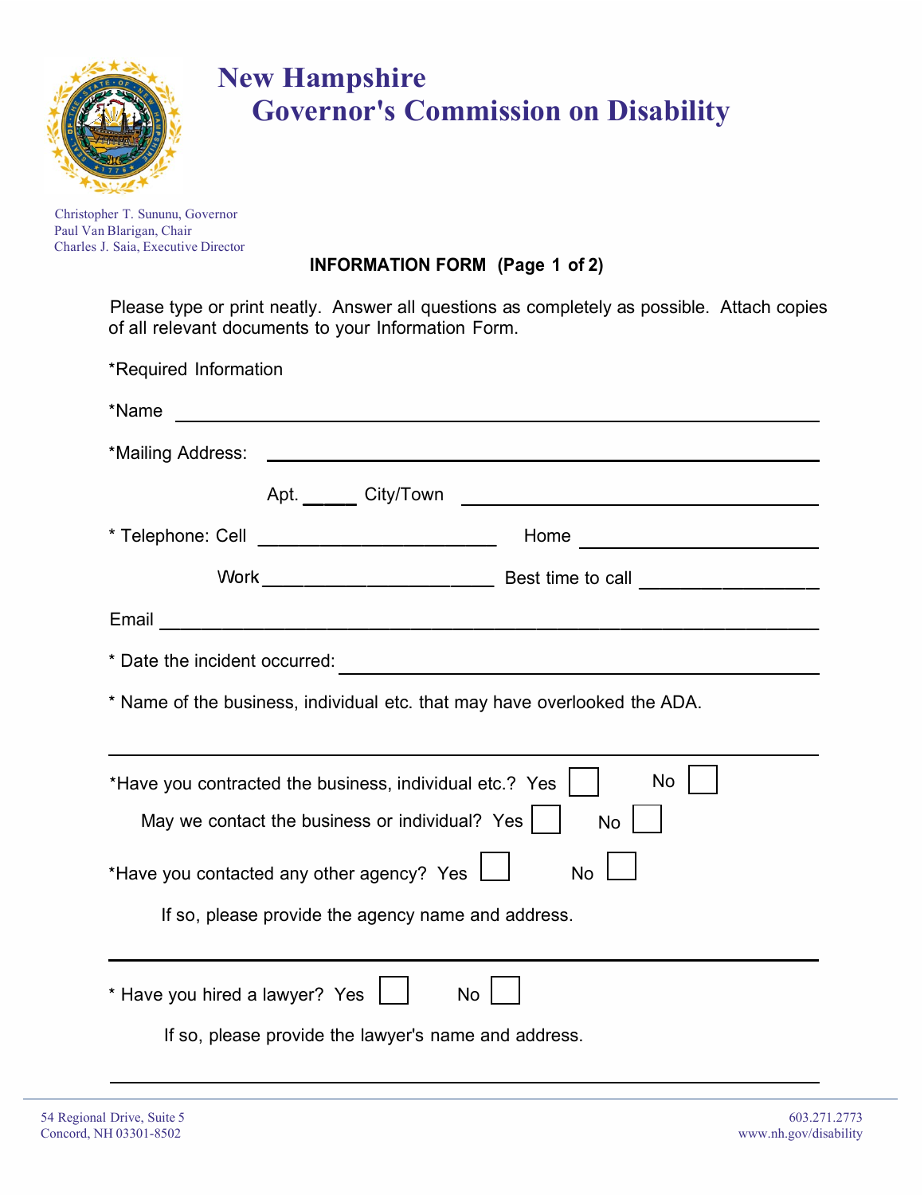# New Hampshire
## Governor's Commission on Disability

Christopher T. Sununu, Governor
Paul Van Blarigan, Chair
Charles J. Saia, Executive Director

**INFORMATION FORM (Page 1 of 2)**

Please type or print neatly. Answer all questions as completely as possible. Attach copies of all relevant documents to your Information Form.

*Required Information

*Name ______________________________________________

*Mailing Address: ______________________________________________

Apt. _____ City/Town ______________________________

* Telephone: Cell ____________________ Home ____________________

Work ____________________ Best time to call ______________

Email ______________________________________________

* Date the incident occurred: ______________________________

* Name of the business, individual etc. that may have overlooked the ADA.

______________________________________________

*Have you contracted the business, individual etc.? Yes ☐ No ☐

May we contact the business or individual? Yes ☐ No ☐

*Have you contacted any other agency? Yes ☐ No ☐

If so, please provide the agency name and address.

______________________________________________

* Have you hired a lawyer? Yes ☐ No ☐

If so, please provide the lawyer's name and address.

______________________________________________

54 Regional Drive, Suite 5
Concord, NH 03301-8502

603.271.2773
www.nh.gov/disability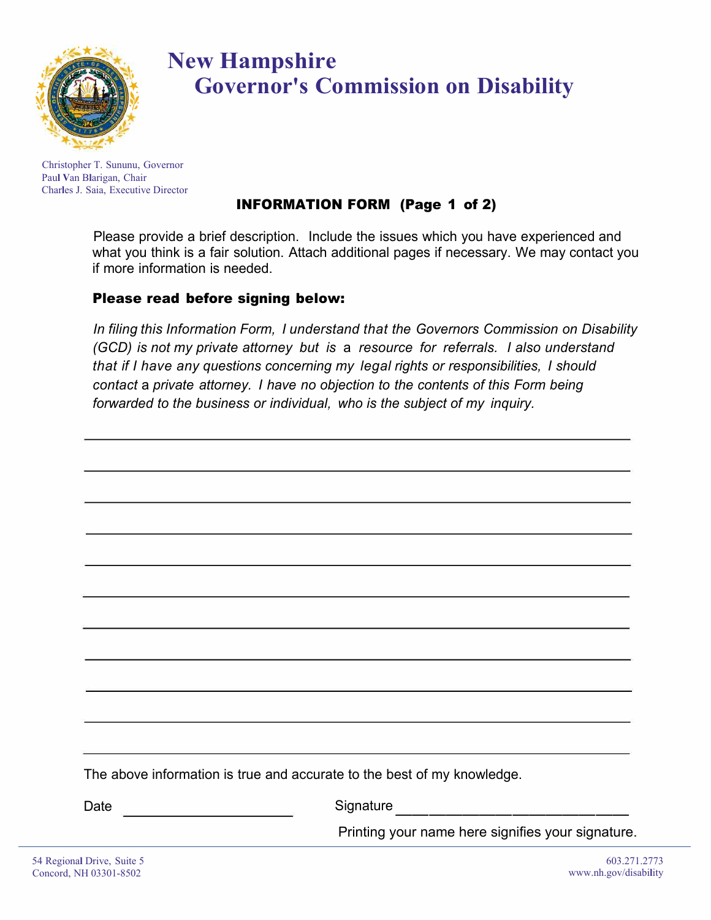# New Hampshire
## Governor's Commission on Disability

Christopher T. Sununu, Governor
Paul Van Blarigan, Chair
Charles J. Saia, Executive Director

### INFORMATION FORM (Page 1 of 2)

Please provide a brief description. Include the issues which you have experienced and what you think is a fair solution. Attach additional pages if necessary. We may contact you if more information is needed.

**Please read before signing below:**

*In filing this Information Form, I understand that the Governors Commission on Disability (GCD) is not my private attorney but is a resource for referrals. I also understand that if I have any questions concerning my legal rights or responsibilities, I should contact a private attorney. I have no objection to the contents of this Form being forwarded to the business or individual, who is the subject of my inquiry.*

______________________________________________________________________

______________________________________________________________________

______________________________________________________________________

______________________________________________________________________

______________________________________________________________________

______________________________________________________________________

______________________________________________________________________

______________________________________________________________________

______________________________________________________________________

______________________________________________________________________

______________________________________________________________________

The above information is true and accurate to the best of my knowledge.

Date ____________________ Signature ____________________________

Printing your name here signifies your signature.

54 Regional Drive, Suite 5
Concord, NH 03301-8502

603.271.2773
www.nh.gov/disability